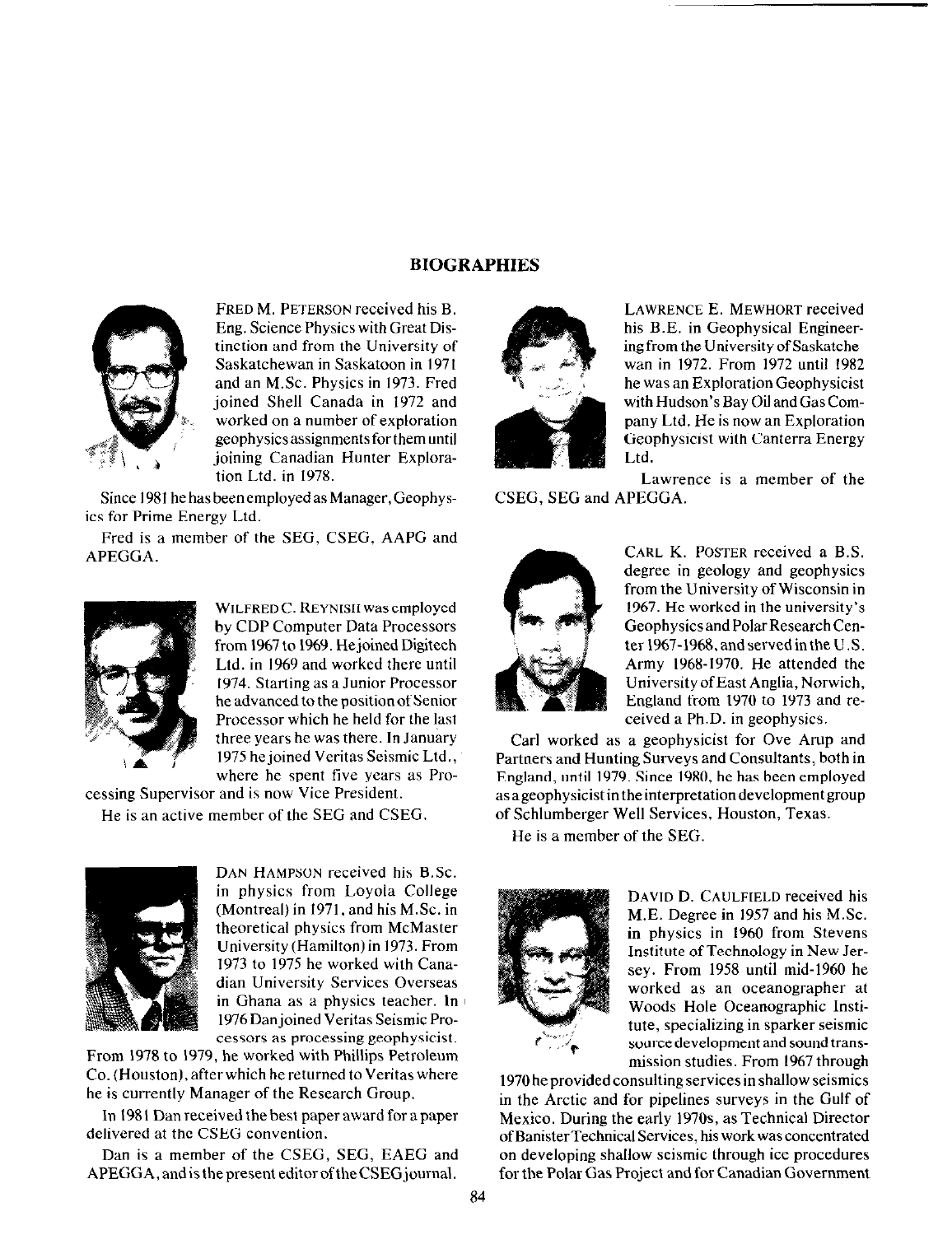## BIOGRAPHIES

FRED M. PETERSON received his B. Eng. Science Physics with Great Distinction and from the University of Saskatchewan in Saskatoon in 1971 and an M.Sc. Physics in 1973. Fred joined Shell Canada in 1972 and worked on a number of exploration geophysics assignments for them until joining Canadian Hunter Exploration Ltd. in 1978.

Since 1981 he has been employed as Manager, Geophysics for Prime Energy Ltd.

Fred is a member of the SEG, CSEG, AAPG and APEGGA.

WILFRED C. REYNISH was employed by CDP Computer Data Processors from 1967 to 1969. He joined Digitech Ltd. in 1969 and worked there until 1974. Starting as a Junior Processor he advanced to the position of Senior Processor which he held for the last three years he was there. In January 1975 he joined Veritas Seismic Ltd., where he spent five years as Processing Supervisor and is now Vice President.

He is an active member of the SEG and CSEG.

DAN HAMPSON received his B.Sc. in physics from Loyola College (Montreal) in 1971, and his M.Sc. in theoretical physics from McMaster University (Hamilton) in 1973. From 1973 to 1975 he worked with Canadian University Services Overseas in Ghana as a physics teacher. In 1976 Dan joined Veritas Seismic Processors as processing geophysicist. From 1978 to 1979, he worked with Phillips Petroleum Co. (Houston), after which he returned to Veritas where he is currently Manager of the Research Group.

In 1981 Dan received the best paper award for a paper delivered at the CSEG convention.

Dan is a member of the CSEG, SEG, EAEG and APEGGA, and is the present editor of the CSEG journal.

LAWRENCE E. MEWHORT received his B.E. in Geophysical Engineering from the University of Saskatchewan in 1972. From 1972 until 1982 he was an Exploration Geophysicist with Hudson's Bay Oil and Gas Company Ltd. He is now an Exploration Geophysicist with Canterra Energy Ltd.

Lawrence is a member of the CSEG, SEG and APEGGA.

CARL K. POSTER received a B.S. degree in geology and geophysics from the University of Wisconsin in 1967. He worked in the university's Geophysics and Polar Research Center 1967-1968, and served in the U.S. Army 1968-1970. He attended the University of East Anglia, Norwich, England from 1970 to 1973 and received a Ph.D. in geophysics.

Carl worked as a geophysicist for Ove Arup and Partners and Hunting Surveys and Consultants, both in England, until 1979. Since 1980, he has been employed as a geophysicist in the interpretation development group of Schlumberger Well Services, Houston, Texas.

He is a member of the SEG.

DAVID D. CAULFIELD received his M.E. Degree in 1957 and his M.Sc. in physics in 1960 from Stevens Institute of Technology in New Jersey. From 1958 until mid-1960 he worked as an oceanographer at Woods Hole Oceanographic Institute, specializing in sparker seismic source development and sound transmission studies. From 1967 through 1970 he provided consulting services in shallow seismics in the Arctic and for pipelines surveys in the Gulf of Mexico. During the early 1970s, as Technical Director of Banister Technical Services, his work was concentrated on developing shallow seismic through ice procedures for the Polar Gas Project and for Canadian Government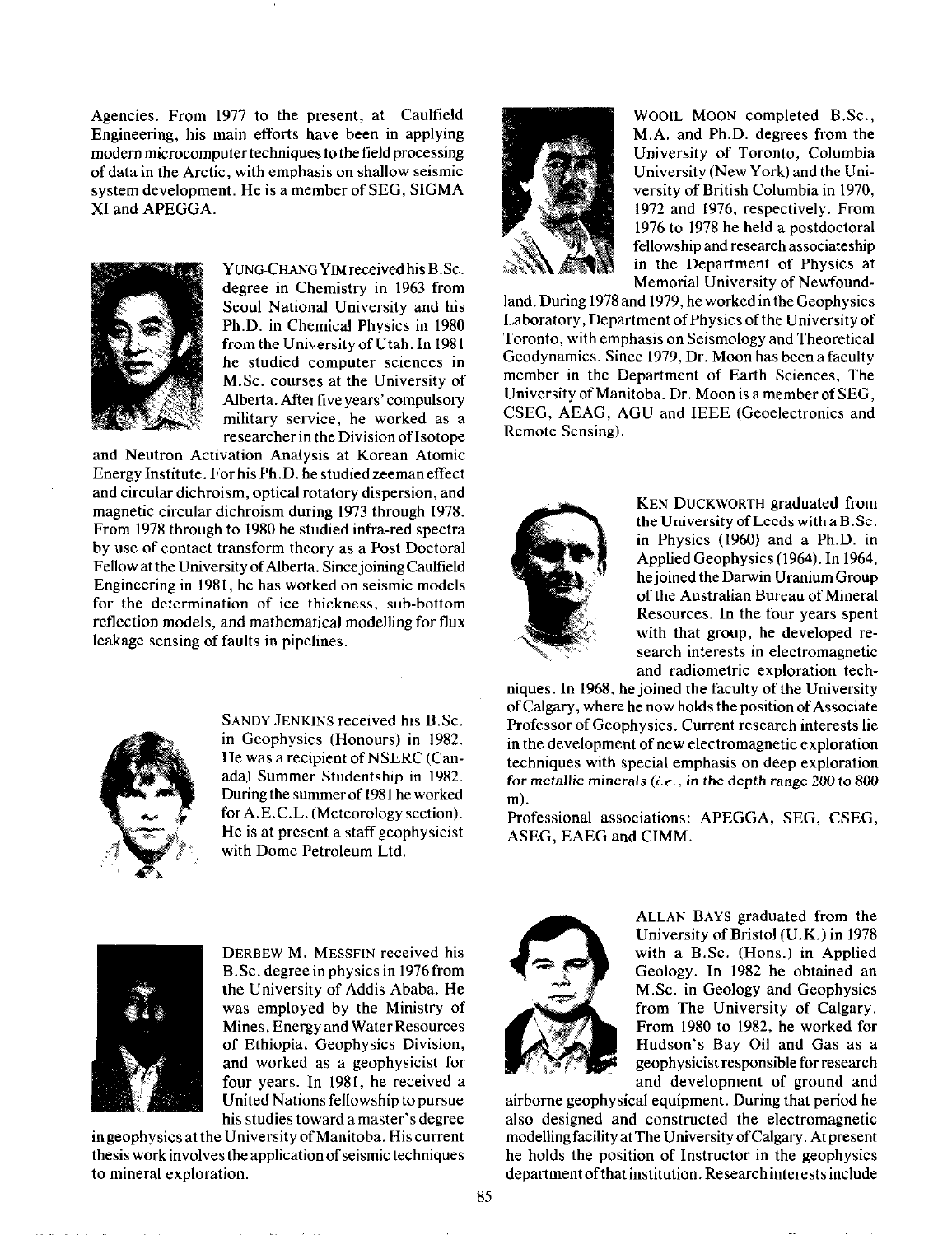Agencies. From 1977 to the present, at Caulfield Engineering, his main efforts have been in applying modern microcomputer techniques to the field processing of data in the Arctic, with emphasis on shallow seismic system development. He is a member of SEG, SIGMA XI and APEGGA.

YUNG-CHANG YIM received his B.Sc. degree in Chemistry in 1963 from Seoul National University and his Ph.D. in Chemical Physics in 1980 from the University of Utah. In 1981 he studied computer sciences in M.Sc. courses at the University of Alberta. After five years' compulsory military service, he worked as a researcher in the Division of Isotope and Neutron Activation Analysis at Korean Atomic Energy Institute. For his Ph.D. he studied zeeman effect and circular dichroism, optical rotatory dispersion, and magnetic circular dichroism during 1973 through 1978. From 1978 through to 1980 he studied infra-red spectra by use of contact transform theory as a Post Doctoral Fellow at the University of Alberta. Since joining Caulfield Engineering in 1981, he has worked on seismic models for the determination of ice thickness, sub-bottom reflection models, and mathematical modelling for flux leakage sensing of faults in pipelines.

SANDY JENKINS received his B.Sc. in Geophysics (Honours) in 1982. He was a recipient of NSERC (Canada) Summer Studentship in 1982. During the summer of 1981 he worked for A.E.C.L. (Meteorology section). He is at present a staff geophysicist with Dome Petroleum Ltd.

DERBEW M. MESSFIN received his B.Sc. degree in physics in 1976 from the University of Addis Ababa. He was employed by the Ministry of Mines, Energy and Water Resources of Ethiopia, Geophysics Division, and worked as a geophysicist for four years. In 1981, he received a United Nations fellowship to pursue his studies toward a master's degree in geophysics at the University of Manitoba. His current thesis work involves the application of seismic techniques to mineral exploration.

WOOIL MOON completed B.Sc., M.A. and Ph.D. degrees from the University of Toronto, Columbia University (New York) and the University of British Columbia in 1970, 1972 and 1976, respectively. From 1976 to 1978 he held a postdoctoral fellowship and research associateship in the Department of Physics at Memorial University of Newfoundland. During 1978 and 1979, he worked in the Geophysics Laboratory, Department of Physics of the University of Toronto, with emphasis on Seismology and Theoretical Geodynamics. Since 1979, Dr. Moon has been a faculty member in the Department of Earth Sciences, The University of Manitoba. Dr. Moon is a member of SEG, CSEG, AEAG, AGU and IEEE (Geoelectronics and Remote Sensing).

KEN DUCKWORTH graduated from the University of Leeds with a B.Sc. in Physics (1960) and a Ph.D. in Applied Geophysics (1964). In 1964, he joined the Darwin Uranium Group of the Australian Bureau of Mineral Resources. In the four years spent with that group, he developed research interests in electromagnetic and radiometric exploration techniques. In 1968, he joined the faculty of the University of Calgary, where he now holds the position of Associate Professor of Geophysics. Current research interests lie in the development of new electromagnetic exploration techniques with special emphasis on deep exploration for metallic minerals (*i.e.*, in the depth range 200 to 800 m).

Professional associations: APEGGA, SEG, CSEG, ASEG, EAEG and CIMM.

ALLAN BAYS graduated from the University of Bristol (U.K.) in 1978 with a B.Sc. (Hons.) in Applied Geology. In 1982 he obtained an M.Sc. in Geology and Geophysics from The University of Calgary. From 1980 to 1982, he worked for Hudson's Bay Oil and Gas as a geophysicist responsible for research and development of ground and airborne geophysical equipment. During that period he also designed and constructed the electromagnetic modelling facility at The University of Calgary. At present he holds the position of Instructor in the geophysics department of that institution. Research interests include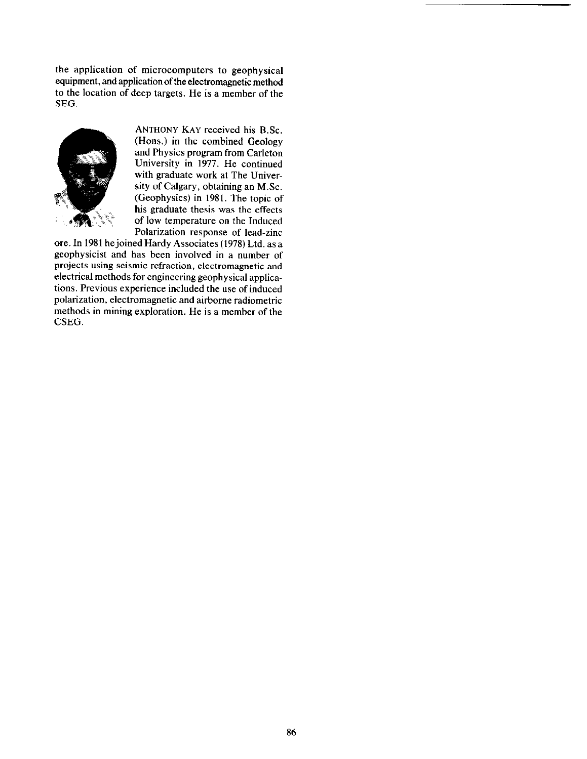the application of microcomputers to geophysical equipment, and application of the electromagnetic method to the location of deep targets. He is a member of the SEG.

ANTHONY KAY received his B.Sc. (Hons.) in the combined Geology and Physics program from Carleton University in 1977. He continued with graduate work at The University of Calgary, obtaining an M.Sc. (Geophysics) in 1981. The topic of his graduate thesis was the effects of low temperature on the Induced Polarization response of lead-zinc ore. In 1981 he joined Hardy Associates (1978) Ltd. as a geophysicist and has been involved in a number of projects using seismic refraction, electromagnetic and electrical methods for engineering geophysical applications. Previous experience included the use of induced polarization, electromagnetic and airborne radiometric methods in mining exploration. He is a member of the CSEG.